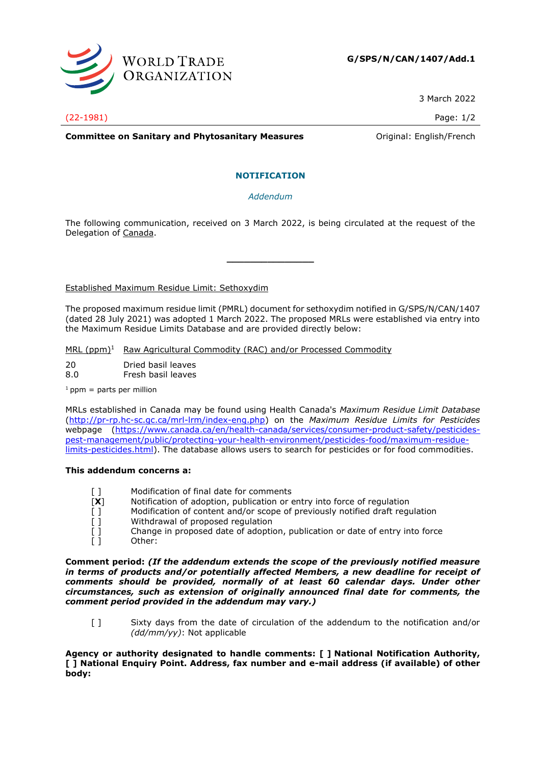**G/SPS/N/CAN/1407/Add.1**

3 March 2022

(22-1981)

**Committee on Sanitary and Phytosanitary Measures** Original: English/French

## NOTIFICATION

*Addendum*

The following communication, received on 3 March 2022, is being circulated at the request of the Delegation of Canada.

---

Established Maximum Residue Limit: Sethoxydim

The proposed maximum residue limit (PMRL) document for sethoxydim notified in G/SPS/N/CAN/1407 (dated 28 July 2021) was adopted 1 March 2022. The proposed MRLs were established via entry into the Maximum Residue Limits Database and are provided directly below:

| MRL (ppm)[1] | Raw Agricultural Commodity (RAC) and/or Processed Commodity |
|---|---|
| 20 | Dried basil leaves |
| 8.0 | Fresh basil leaves |

[1] ppm = parts per million

MRLs established in Canada may be found using Health Canada's *Maximum Residue Limit Database* (http://pr-rp.hc-sc.gc.ca/mrl-lrm/index-eng.php) on the *Maximum Residue Limits for Pesticides* webpage (https://www.canada.ca/en/health-canada/services/consumer-product-safety/pesticides-pest-management/public/protecting-your-health-environment/pesticides-food/maximum-residue-limits-pesticides.html). The database allows users to search for pesticides or for food commodities.

**This addendum concerns a:**

- [ ] Modification of final date for comments
- [**X**] Notification of adoption, publication or entry into force of regulation
- [ ] Modification of content and/or scope of previously notified draft regulation
- [ ] Withdrawal of proposed regulation
- [ ] Change in proposed date of adoption, publication or date of entry into force
- [ ] Other:

**Comment period:** ***(If the addendum extends the scope of the previously notified measure in terms of products and/or potentially affected Members, a new deadline for receipt of comments should be provided, normally of at least 60 calendar days. Under other circumstances, such as extension of originally announced final date for comments, the comment period provided in the addendum may vary.)***

- [ ] Sixty days from the date of circulation of the addendum to the notification and/or *(dd/mm/yy)*: Not applicable

**Agency or authority designated to handle comments: [ ] National Notification Authority, [ ] National Enquiry Point. Address, fax number and e-mail address (if available) of other body:**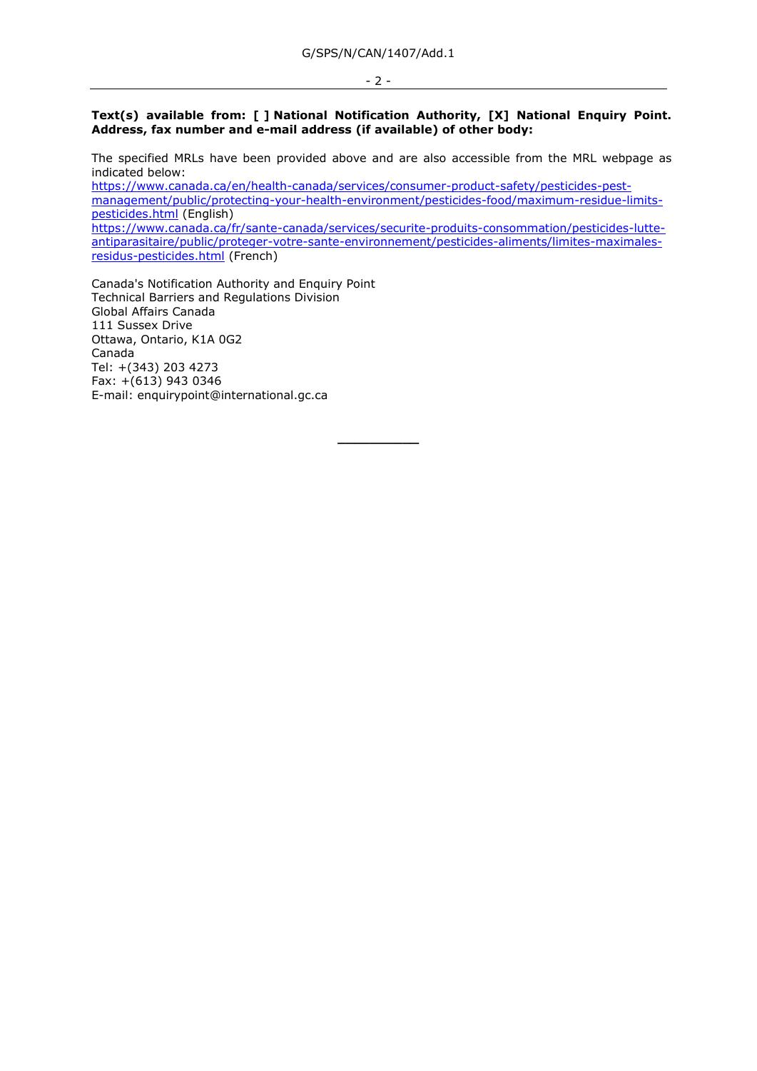**Text(s) available from: [ ] National Notification Authority, [X] National Enquiry Point. Address, fax number and e-mail address (if available) of other body:**

The specified MRLs have been provided above and are also accessible from the MRL webpage as indicated below:
https://www.canada.ca/en/health-canada/services/consumer-product-safety/pesticides-pest-management/public/protecting-your-health-environment/pesticides-food/maximum-residue-limits-pesticides.html (English)
https://www.canada.ca/fr/sante-canada/services/securite-produits-consommation/pesticides-lutte-antiparasitaire/public/proteger-votre-sante-environnement/pesticides-aliments/limites-maximales-residus-pesticides.html (French)

Canada's Notification Authority and Enquiry Point
Technical Barriers and Regulations Division
Global Affairs Canada
111 Sussex Drive
Ottawa, Ontario, K1A 0G2
Canada
Tel: +(343) 203 4273
Fax: +(613) 943 0346
E-mail: enquirypoint@international.gc.ca